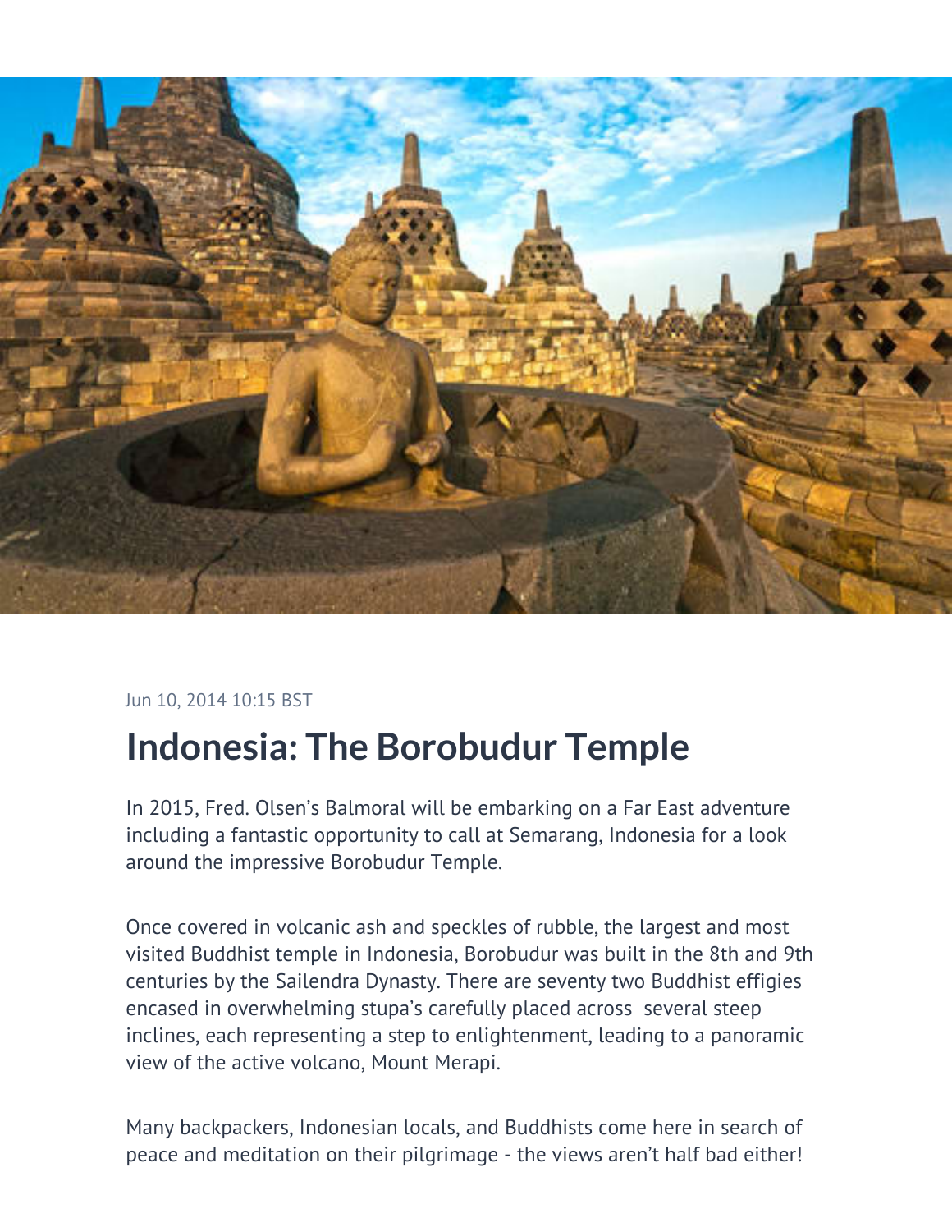Jun 10, 2014 10:15 BST

# Indonesia: The Borobudur Temple

In 2015, Fred. Olsen's Balmoral will be embarking on a Far East adventure including a fantastic opportunity to call at Semarang, Indonesia for a look around the impressive Borobudur Temple.

Once covered in volcanic ash and speckles of rubble, the largest and most visited Buddhist temple in Indonesia, Borobudur was built in the 8th and 9th centuries by the Sailendra Dynasty. There are seventy two Buddhist effigies encased in overwhelming stupa's carefully placed across several steep inclines, each representing a step to enlightenment, leading to a panoramic view of the active volcano, Mount Merapi.

Many backpackers, Indonesian locals, and Buddhists come here in search of peace and meditation on their pilgrimage - the views aren't half bad either!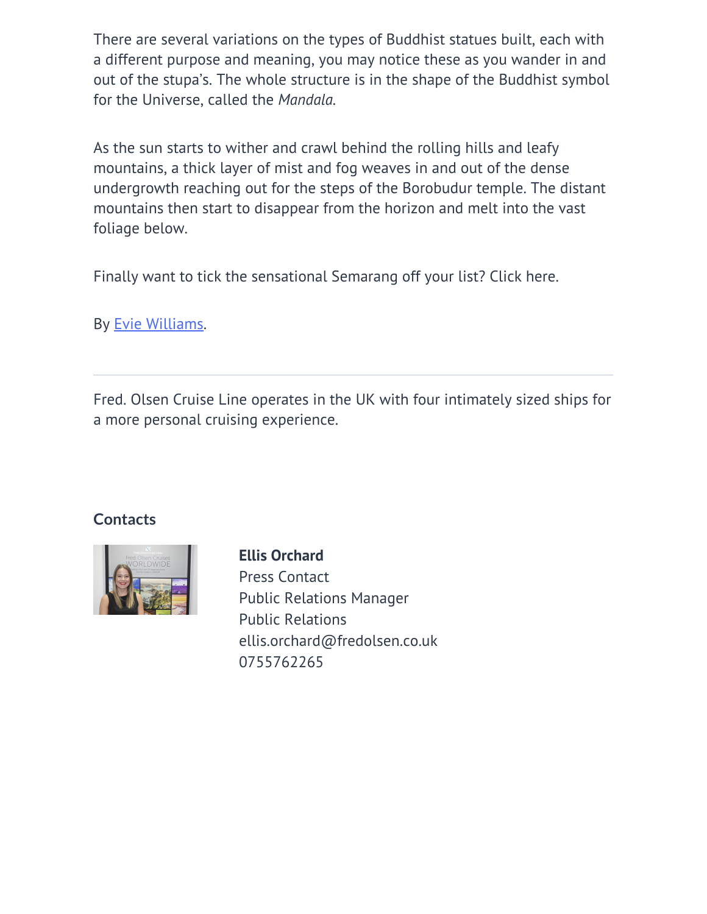There are several variations on the types of Buddhist statues built, each with a different purpose and meaning, you may notice these as you wander in and out of the stupa's. The whole structure is in the shape of the Buddhist symbol for the Universe, called the *Mandala*.

As the sun starts to wither and crawl behind the rolling hills and leafy mountains, a thick layer of mist and fog weaves in and out of the dense undergrowth reaching out for the steps of the Borobudur temple. The distant mountains then start to disappear from the horizon and melt into the vast foliage below.

Finally want to tick the sensational Semarang off your list? Click here.

By Evie Williams.

---

Fred. Olsen Cruise Line operates in the UK with four intimately sized ships for a more personal cruising experience.

## Contacts

**Ellis Orchard**
Press Contact
Public Relations Manager
Public Relations
ellis.orchard@fredolsen.co.uk
0755762265